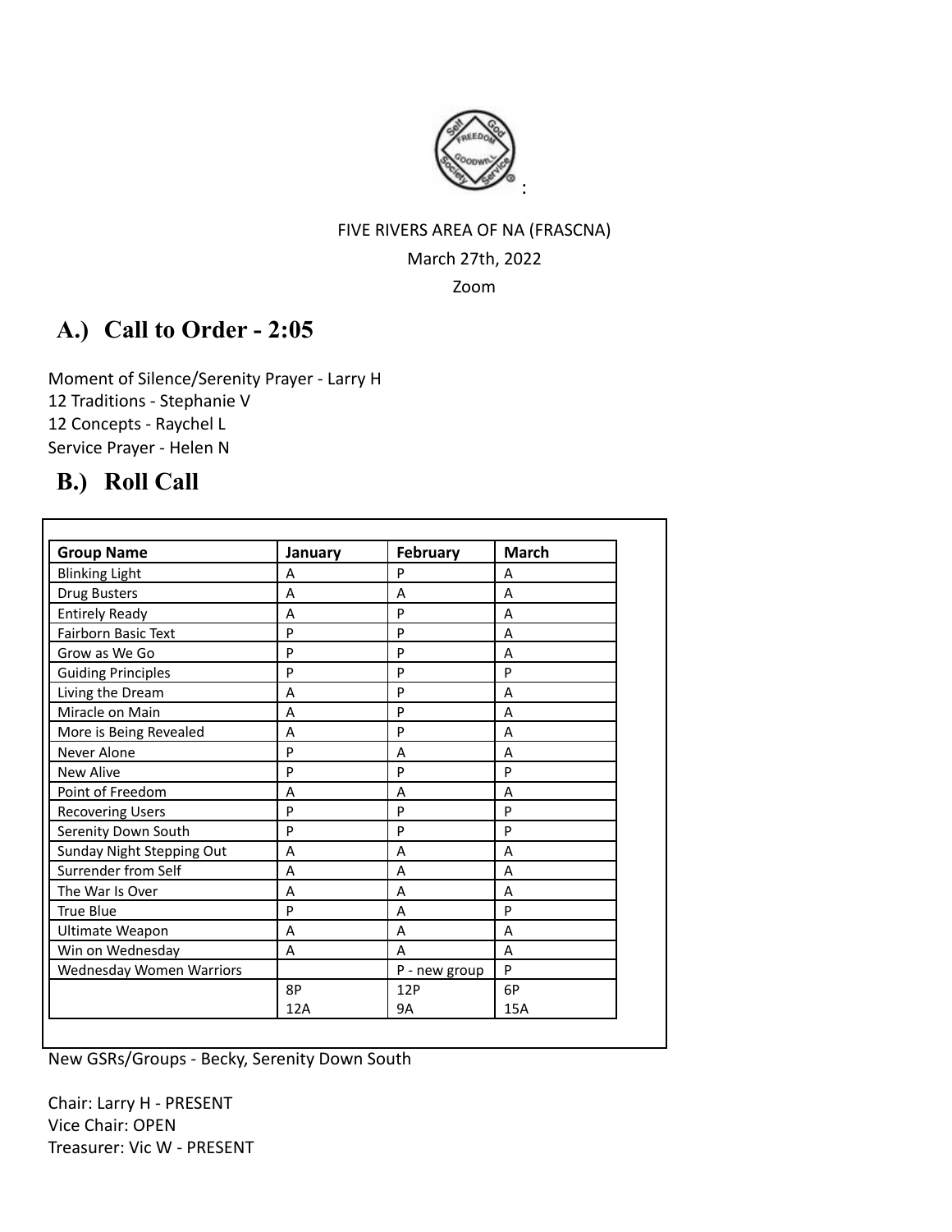FIVE RIVERS AREA OF NA (FRASCNA)

March 27th, 2022

Zoom

## A.) Call to Order - 2:05

Moment of Silence/Serenity Prayer - Larry H
12 Traditions - Stephanie V
12 Concepts - Raychel L
Service Prayer - Helen N

## B.) Roll Call

| Group Name | January | February | March |
|---|---|---|---|
| Blinking Light | A | P | A |
| Drug Busters | A | A | A |
| Entirely Ready | A | P | A |
| Fairborn Basic Text | P | P | A |
| Grow as We Go | P | P | A |
| Guiding Principles | P | P | P |
| Living the Dream | A | P | A |
| Miracle on Main | A | P | A |
| More is Being Revealed | A | P | A |
| Never Alone | P | A | A |
| New Alive | P | P | P |
| Point of Freedom | A | A | A |
| Recovering Users | P | P | P |
| Serenity Down South | P | P | P |
| Sunday Night Stepping Out | A | A | A |
| Surrender from Self | A | A | A |
| The War Is Over | A | A | A |
| True Blue | P | A | P |
| Ultimate Weapon | A | A | A |
| Win on Wednesday | A | A | A |
| Wednesday Women Warriors | | P - new group | P |
| | 8P<br>12A | 12P<br>9A | 6P<br>15A |

New GSRs/Groups - Becky, Serenity Down South

Chair: Larry H - PRESENT
Vice Chair: OPEN
Treasurer: Vic W - PRESENT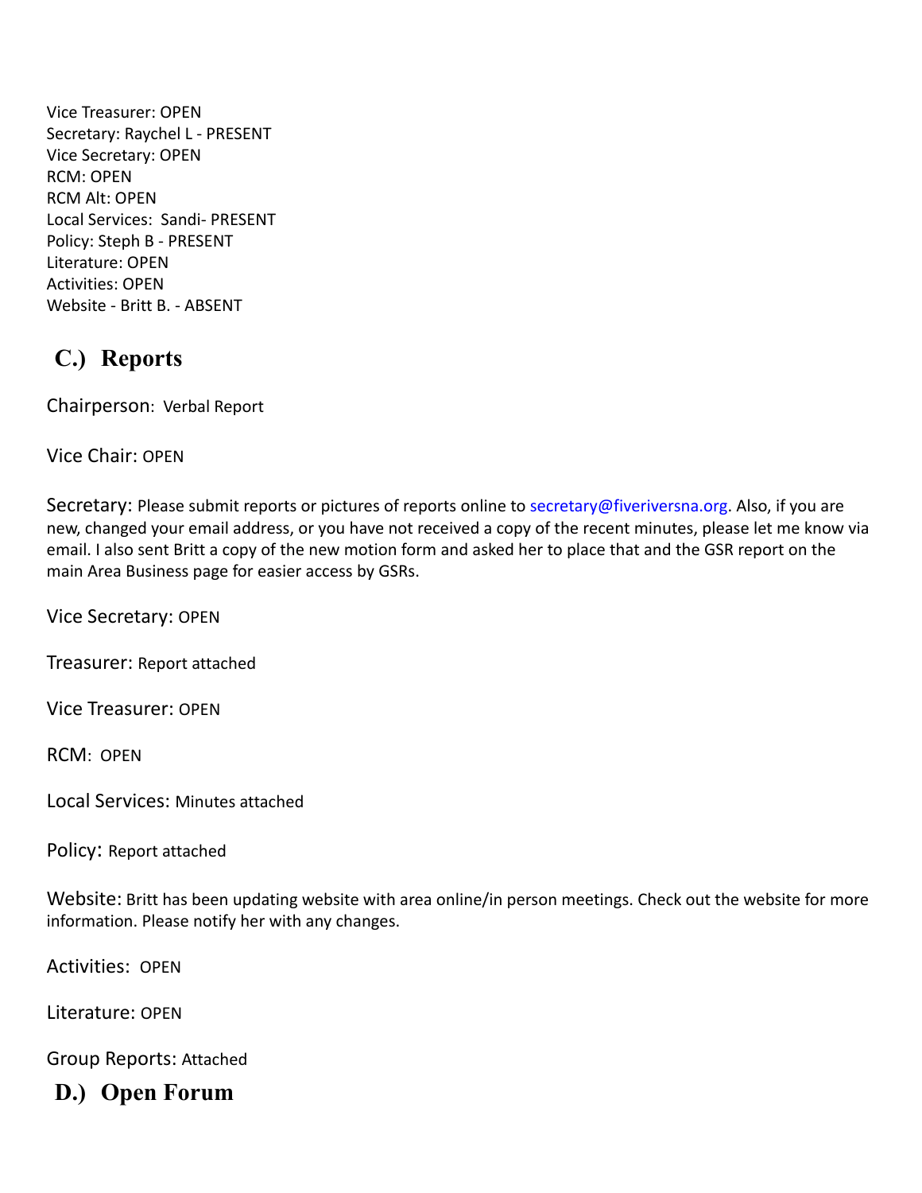Vice Treasurer: OPEN
Secretary: Raychel L - PRESENT
Vice Secretary: OPEN
RCM: OPEN
RCM Alt: OPEN
Local Services: Sandi- PRESENT
Policy: Steph B - PRESENT
Literature: OPEN
Activities: OPEN
Website - Britt B. - ABSENT

## C.) Reports

Chairperson: Verbal Report

Vice Chair: OPEN

Secretary: Please submit reports or pictures of reports online to secretary@fiveriversna.org. Also, if you are new, changed your email address, or you have not received a copy of the recent minutes, please let me know via email. I also sent Britt a copy of the new motion form and asked her to place that and the GSR report on the main Area Business page for easier access by GSRs.

Vice Secretary: OPEN

Treasurer: Report attached

Vice Treasurer: OPEN

RCM: OPEN

Local Services: Minutes attached

Policy: Report attached

Website: Britt has been updating website with area online/in person meetings. Check out the website for more information. Please notify her with any changes.

Activities: OPEN

Literature: OPEN

Group Reports: Attached

## D.) Open Forum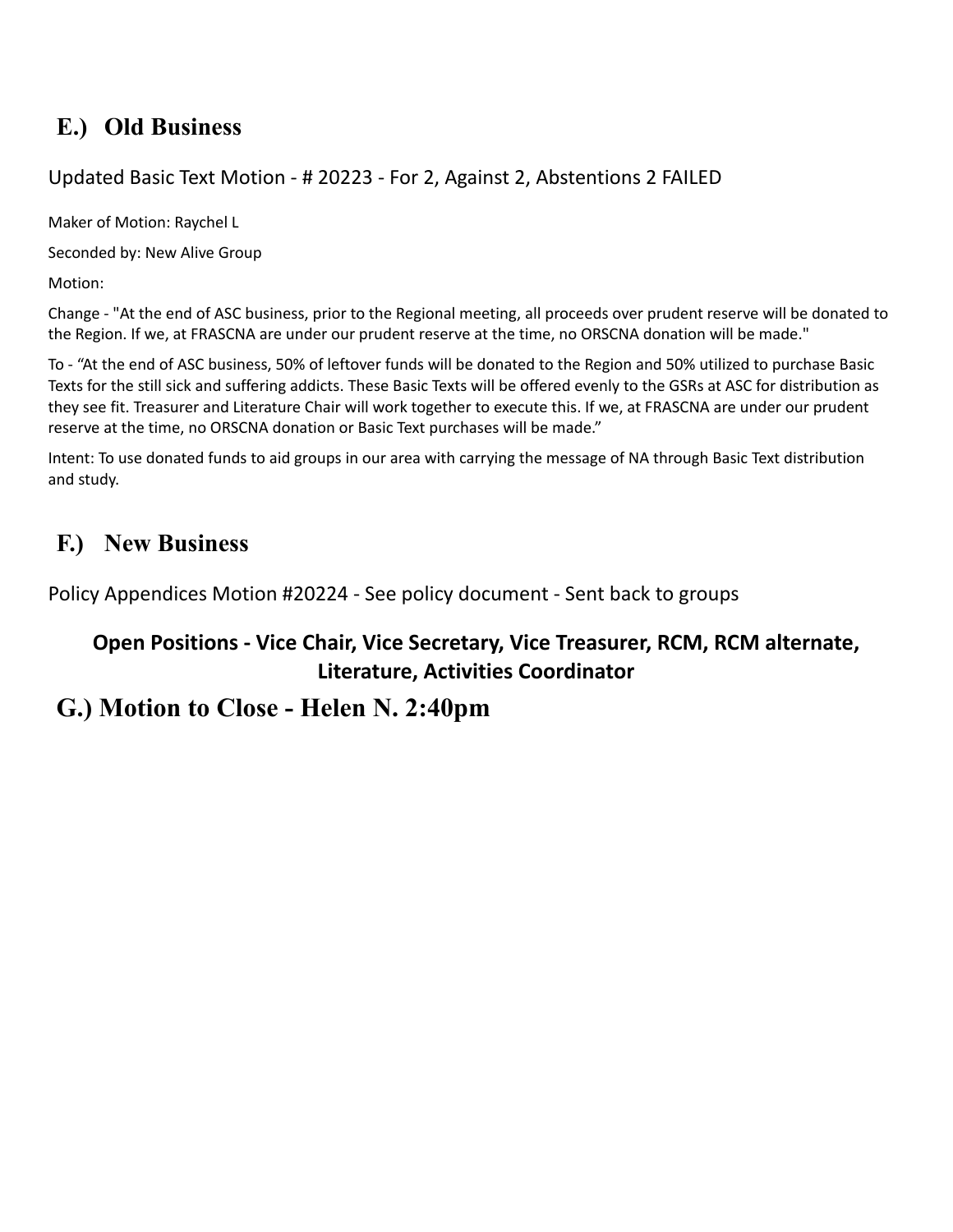## E.) Old Business

Updated Basic Text Motion - # 20223 - For 2, Against 2, Abstentions 2 FAILED

Maker of Motion: Raychel L

Seconded by: New Alive Group

Motion:

Change - "At the end of ASC business, prior to the Regional meeting, all proceeds over prudent reserve will be donated to the Region. If we, at FRASCNA are under our prudent reserve at the time, no ORSCNA donation will be made."

To - "At the end of ASC business, 50% of leftover funds will be donated to the Region and 50% utilized to purchase Basic Texts for the still sick and suffering addicts. These Basic Texts will be offered evenly to the GSRs at ASC for distribution as they see fit. Treasurer and Literature Chair will work together to execute this. If we, at FRASCNA are under our prudent reserve at the time, no ORSCNA donation or Basic Text purchases will be made."

Intent: To use donated funds to aid groups in our area with carrying the message of NA through Basic Text distribution and study.

## F.) New Business

Policy Appendices Motion #20224 - See policy document - Sent back to groups

**Open Positions - Vice Chair, Vice Secretary, Vice Treasurer, RCM, RCM alternate, Literature, Activities Coordinator**

## G.) Motion to Close - Helen N. 2:40pm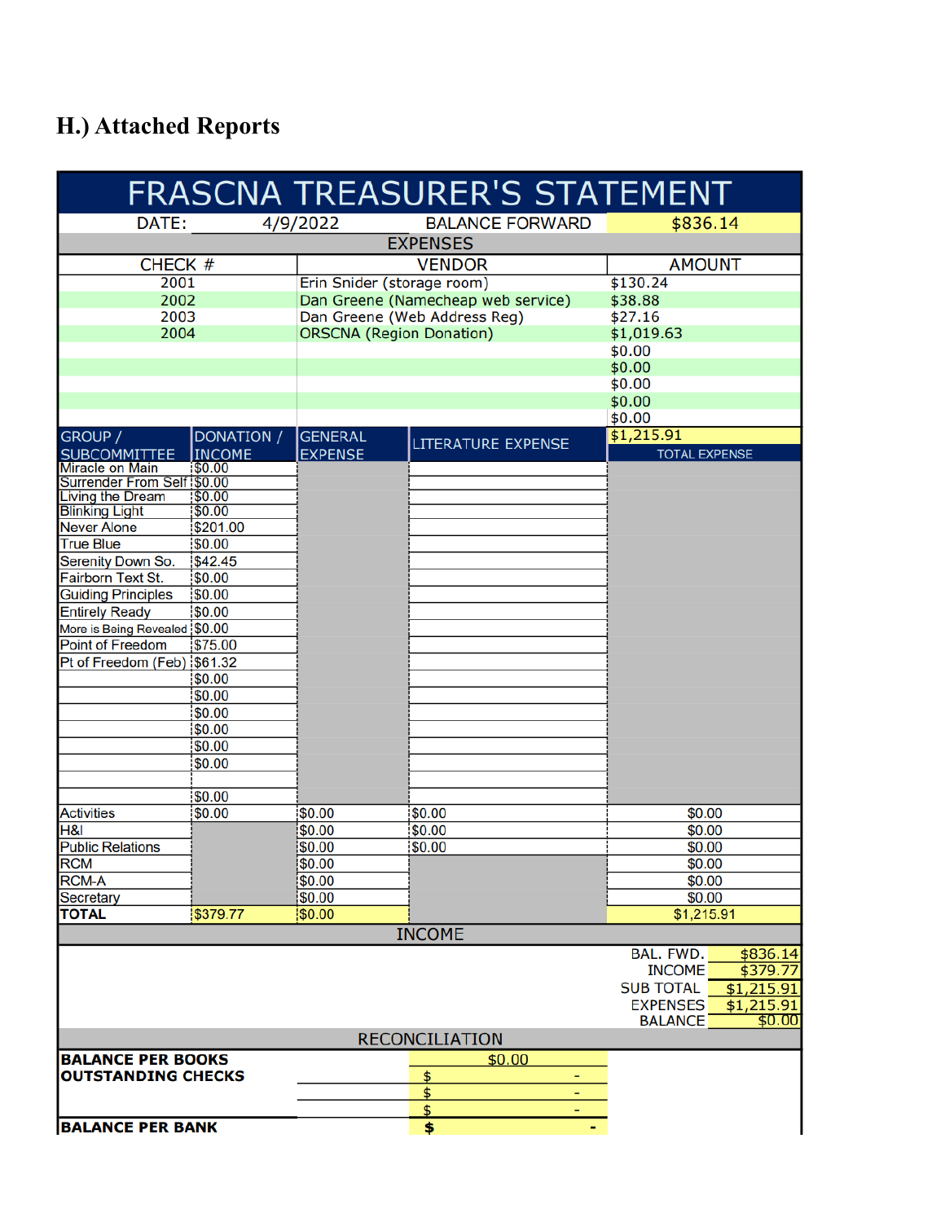## H.) Attached Reports

# FRASCNA TREASURER'S STATEMENT

| DATE: | 4/9/2022 | BALANCE FORWARD | $836.14 |
|---|---|---|---|

**EXPENSES**

| CHECK # | VENDOR | AMOUNT |
|---|---|---|
| 2001 | Erin Snider (storage room) | $130.24 |
| 2002 | Dan Greene (Namecheap web service) | $38.88 |
| 2003 | Dan Greene (Web Address Reg) | $27.16 |
| 2004 | ORSCNA (Region Donation) | $1,019.63 |
| | | $0.00 |
| | | $0.00 |
| | | $0.00 |
| | | $0.00 |
| | | $0.00 |
| | | $1,215.91 |

| GROUP / SUBCOMMITTEE | DONATION / INCOME | GENERAL EXPENSE | LITERATURE EXPENSE | TOTAL EXPENSE |
|---|---|---|---|---|
| Miracle on Main | $0.00 | | | |
| Surrender From Self | $0.00 | | | |
| Living the Dream | $0.00 | | | |
| Blinking Light | $0.00 | | | |
| Never Alone | $201.00 | | | |
| True Blue | $0.00 | | | |
| Serenity Down So. | $42.45 | | | |
| Fairborn Text St. | $0.00 | | | |
| Guiding Principles | $0.00 | | | |
| Entirely Ready | $0.00 | | | |
| More is Being Revealed | $0.00 | | | |
| Point of Freedom | $75.00 | | | |
| Pt of Freedom (Feb) | $61.32 | | | |
| | $0.00 | | | |
| | $0.00 | | | |
| | $0.00 | | | |
| | $0.00 | | | |
| | $0.00 | | | |
| | $0.00 | | | |
| | | | | |
| | $0.00 | | | |
| Activities | $0.00 | $0.00 | $0.00 | $0.00 |
| H&I | | $0.00 | $0.00 | $0.00 |
| Public Relations | | $0.00 | $0.00 | $0.00 |
| RCM | | $0.00 | | $0.00 |
| RCM-A | | $0.00 | | $0.00 |
| Secretary | | $0.00 | | $0.00 |
| **TOTAL** | $379.77 | $0.00 | | $1,215.91 |

**INCOME**

| | |
|---|---|
| BAL. FWD. | $836.14 |
| INCOME | $379.77 |
| SUB TOTAL | $1,215.91 |
| EXPENSES | $1,215.91 |
| BALANCE | $0.00 |

**RECONCILIATION**

| | | |
|---|---|---|
| **BALANCE PER BOOKS** | | $0.00 |
| **OUTSTANDING CHECKS** | | $ - |
| | | $ - |
| | | $ - |
| **BALANCE PER BANK** | | **$ -** |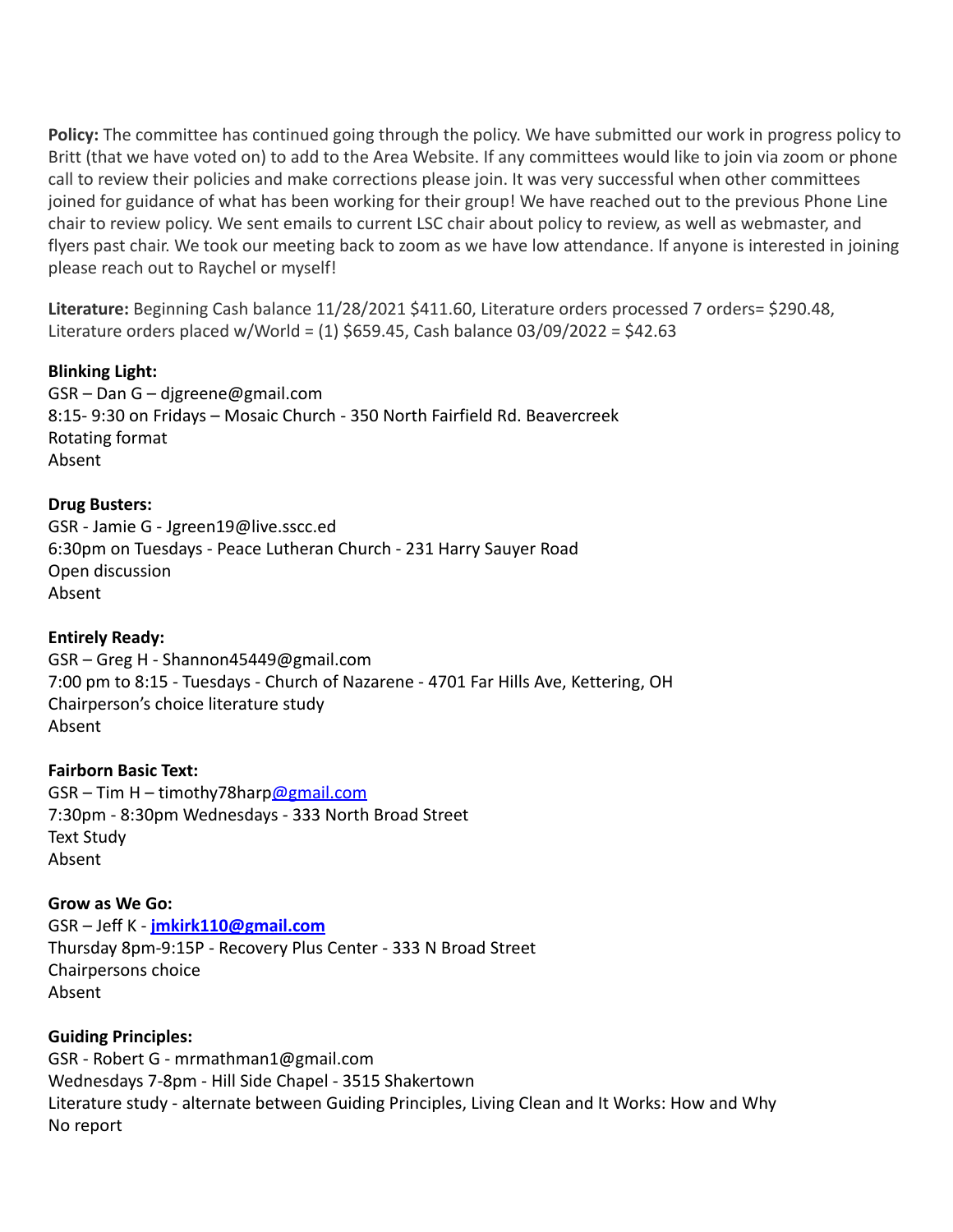**Policy:** The committee has continued going through the policy. We have submitted our work in progress policy to Britt (that we have voted on) to add to the Area Website. If any committees would like to join via zoom or phone call to review their policies and make corrections please join. It was very successful when other committees joined for guidance of what has been working for their group! We have reached out to the previous Phone Line chair to review policy. We sent emails to current LSC chair about policy to review, as well as webmaster, and flyers past chair. We took our meeting back to zoom as we have low attendance. If anyone is interested in joining please reach out to Raychel or myself!

**Literature:** Beginning Cash balance 11/28/2021 $411.60, Literature orders processed 7 orders= $290.48, Literature orders placed w/World = (1) $659.45, Cash balance 03/09/2022 = $42.63

**Blinking Light:**
GSR – Dan G – djgreene@gmail.com
8:15- 9:30 on Fridays – Mosaic Church - 350 North Fairfield Rd. Beavercreek
Rotating format
Absent

**Drug Busters:**
GSR - Jamie G - Jgreen19@live.sscc.ed
6:30pm on Tuesdays - Peace Lutheran Church - 231 Harry Sauyer Road
Open discussion
Absent

**Entirely Ready:**
GSR – Greg H - Shannon45449@gmail.com
7:00 pm to 8:15 - Tuesdays - Church of Nazarene - 4701 Far Hills Ave, Kettering, OH
Chairperson's choice literature study
Absent

**Fairborn Basic Text:**
GSR – Tim H – timothy78harp@gmail.com
7:30pm - 8:30pm Wednesdays - 333 North Broad Street
Text Study
Absent

**Grow as We Go:**
GSR – Jeff K - **jmkirk110@gmail.com**
Thursday 8pm-9:15P - Recovery Plus Center - 333 N Broad Street
Chairpersons choice
Absent

**Guiding Principles:**
GSR - Robert G - mrmathman1@gmail.com
Wednesdays 7-8pm - Hill Side Chapel - 3515 Shakertown
Literature study - alternate between Guiding Principles, Living Clean and It Works: How and Why
No report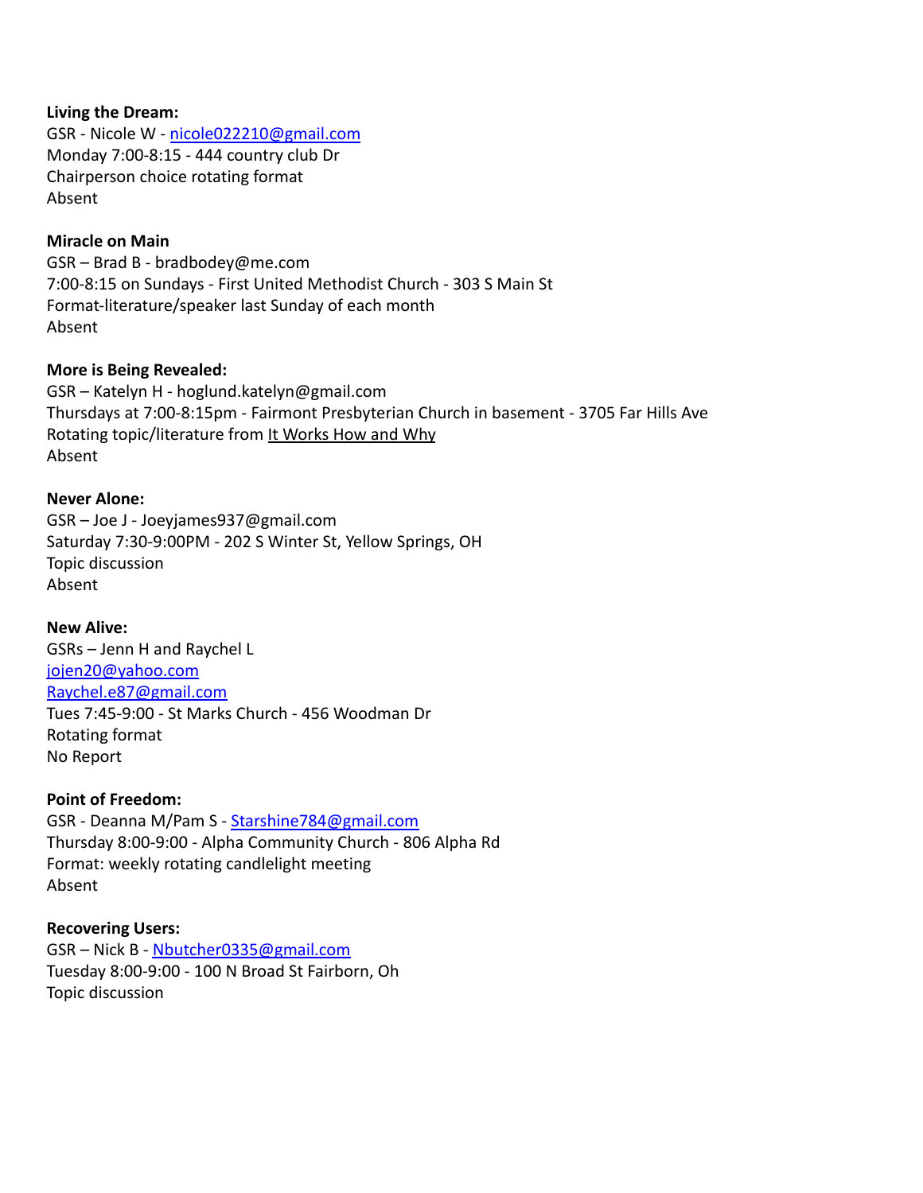**Living the Dream:**
GSR - Nicole W - nicole022210@gmail.com
Monday 7:00-8:15 - 444 country club Dr
Chairperson choice rotating format
Absent

**Miracle on Main**
GSR – Brad B - bradbodey@me.com
7:00-8:15 on Sundays - First United Methodist Church - 303 S Main St
Format-literature/speaker last Sunday of each month
Absent

**More is Being Revealed:**
GSR – Katelyn H - hoglund.katelyn@gmail.com
Thursdays at 7:00-8:15pm - Fairmont Presbyterian Church in basement - 3705 Far Hills Ave
Rotating topic/literature from It Works How and Why
Absent

**Never Alone:**
GSR – Joe J - Joeyjames937@gmail.com
Saturday 7:30-9:00PM - 202 S Winter St, Yellow Springs, OH
Topic discussion
Absent

**New Alive:**
GSRs – Jenn H and Raychel L
jojen20@yahoo.com
Raychel.e87@gmail.com
Tues 7:45-9:00 - St Marks Church - 456 Woodman Dr
Rotating format
No Report

**Point of Freedom:**
GSR - Deanna M/Pam S - Starshine784@gmail.com
Thursday 8:00-9:00 - Alpha Community Church - 806 Alpha Rd
Format: weekly rotating candlelight meeting
Absent

**Recovering Users:**
GSR – Nick B - Nbutcher0335@gmail.com
Tuesday 8:00-9:00 - 100 N Broad St Fairborn, Oh
Topic discussion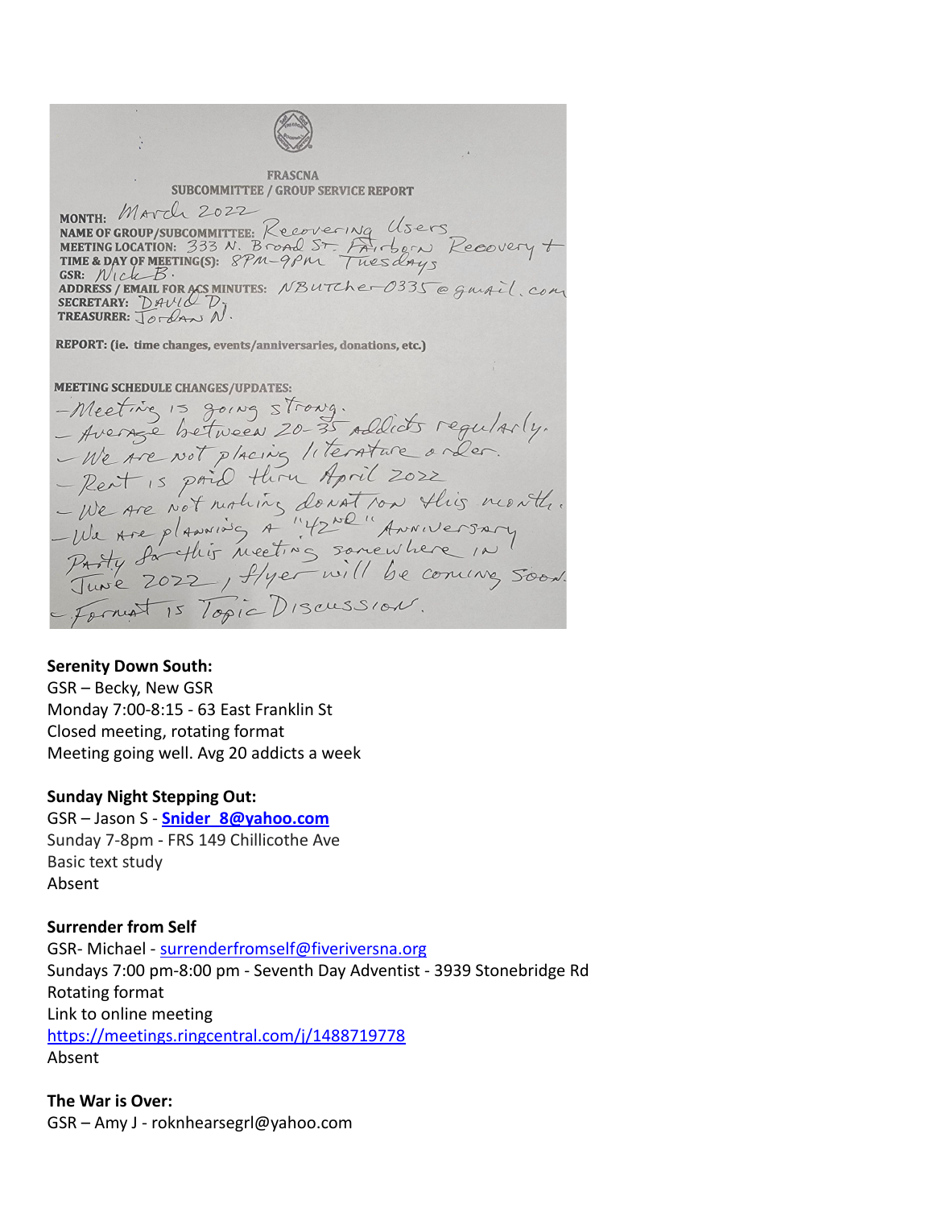FRASCNA
SUBCOMMITTEE / GROUP SERVICE REPORT

**MONTH:** March 2022
**NAME OF GROUP/SUBCOMMITTEE:** Recovering Users
**MEETING LOCATION:** 333 N. Broad St. Fairborn Recovery +
**TIME & DAY OF MEETING(S):** 8PM-9PM Tuesdays
**GSR:** Nick B.
**ADDRESS / EMAIL FOR ACS MINUTES:** NButcher0335@gmail.com
**SECRETARY:** David D.
**TREASURER:** Jordan N.

**REPORT: (ie. time changes, events/anniversaries, donations, etc.)**

**MEETING SCHEDULE CHANGES/UPDATES:**

- Meeting is going strong.
- Average between 20-35 addicts regularly.
- We are not placing literature order.
- Rent is paid thru April 2022
- We are not making donation this month.
- We are planning a "42nd" Anniversary Party for this meeting somewhere in June 2022, flyer will be coming soon.
- Format is Topic Discussion.

**Serenity Down South:**
GSR – Becky, New GSR
Monday 7:00-8:15 - 63 East Franklin St
Closed meeting, rotating format
Meeting going well. Avg 20 addicts a week

**Sunday Night Stepping Out:**
GSR – Jason S - **Snider_8@yahoo.com**
Sunday 7-8pm - FRS 149 Chillicothe Ave
Basic text study
Absent

**Surrender from Self**
GSR- Michael - surrenderfromself@fiveriversna.org
Sundays 7:00 pm-8:00 pm - Seventh Day Adventist - 3939 Stonebridge Rd
Rotating format
Link to online meeting
https://meetings.ringcentral.com/j/1488719778
Absent

**The War is Over:**
GSR – Amy J - roknhearsegrl@yahoo.com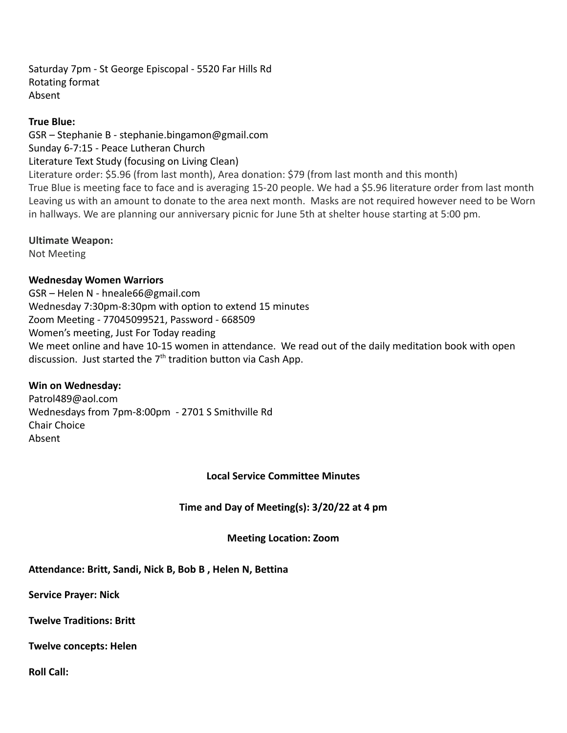Saturday 7pm - St George Episcopal - 5520 Far Hills Rd
Rotating format
Absent

**True Blue:**
GSR – Stephanie B - stephanie.bingamon@gmail.com
Sunday 6-7:15 - Peace Lutheran Church
Literature Text Study (focusing on Living Clean)
Literature order: $5.96 (from last month), Area donation: $79 (from last month and this month)
True Blue is meeting face to face and is averaging 15-20 people. We had a $5.96 literature order from last month Leaving us with an amount to donate to the area next month. Masks are not required however need to be Worn in hallways. We are planning our anniversary picnic for June 5th at shelter house starting at 5:00 pm.

**Ultimate Weapon:**
Not Meeting

**Wednesday Women Warriors**
GSR – Helen N - hneale66@gmail.com
Wednesday 7:30pm-8:30pm with option to extend 15 minutes
Zoom Meeting - 77045099521, Password - 668509
Women's meeting, Just For Today reading
We meet online and have 10-15 women in attendance. We read out of the daily meditation book with open discussion. Just started the 7th tradition button via Cash App.

**Win on Wednesday:**
Patrol489@aol.com
Wednesdays from 7pm-8:00pm - 2701 S Smithville Rd
Chair Choice
Absent

**Local Service Committee Minutes**

**Time and Day of Meeting(s): 3/20/22 at 4 pm**

**Meeting Location: Zoom**

**Attendance: Britt, Sandi, Nick B, Bob B , Helen N, Bettina**

**Service Prayer: Nick**

**Twelve Traditions: Britt**

**Twelve concepts: Helen**

**Roll Call:**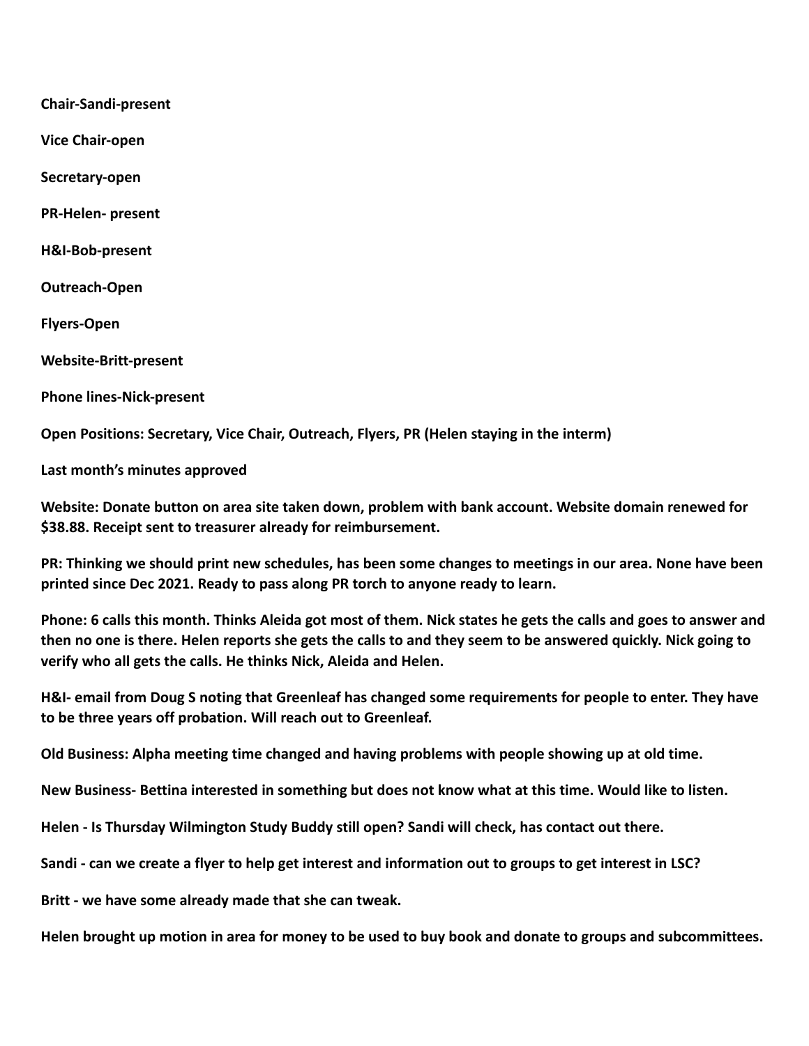**Chair-Sandi-present**

**Vice Chair-open**

**Secretary-open**

**PR-Helen- present**

**H&I-Bob-present**

**Outreach-Open**

**Flyers-Open**

**Website-Britt-present**

**Phone lines-Nick-present**

**Open Positions: Secretary, Vice Chair, Outreach, Flyers, PR (Helen staying in the interm)**

**Last month's minutes approved**

**Website: Donate button on area site taken down, problem with bank account. Website domain renewed for $38.88. Receipt sent to treasurer already for reimbursement.**

**PR: Thinking we should print new schedules, has been some changes to meetings in our area. None have been printed since Dec 2021. Ready to pass along PR torch to anyone ready to learn.**

**Phone: 6 calls this month. Thinks Aleida got most of them. Nick states he gets the calls and goes to answer and then no one is there. Helen reports she gets the calls to and they seem to be answered quickly. Nick going to verify who all gets the calls. He thinks Nick, Aleida and Helen.**

**H&I- email from Doug S noting that Greenleaf has changed some requirements for people to enter. They have to be three years off probation. Will reach out to Greenleaf.**

**Old Business: Alpha meeting time changed and having problems with people showing up at old time.**

**New Business- Bettina interested in something but does not know what at this time. Would like to listen.**

**Helen - Is Thursday Wilmington Study Buddy still open? Sandi will check, has contact out there.**

**Sandi - can we create a flyer to help get interest and information out to groups to get interest in LSC?**

**Britt - we have some already made that she can tweak.**

**Helen brought up motion in area for money to be used to buy book and donate to groups and subcommittees.**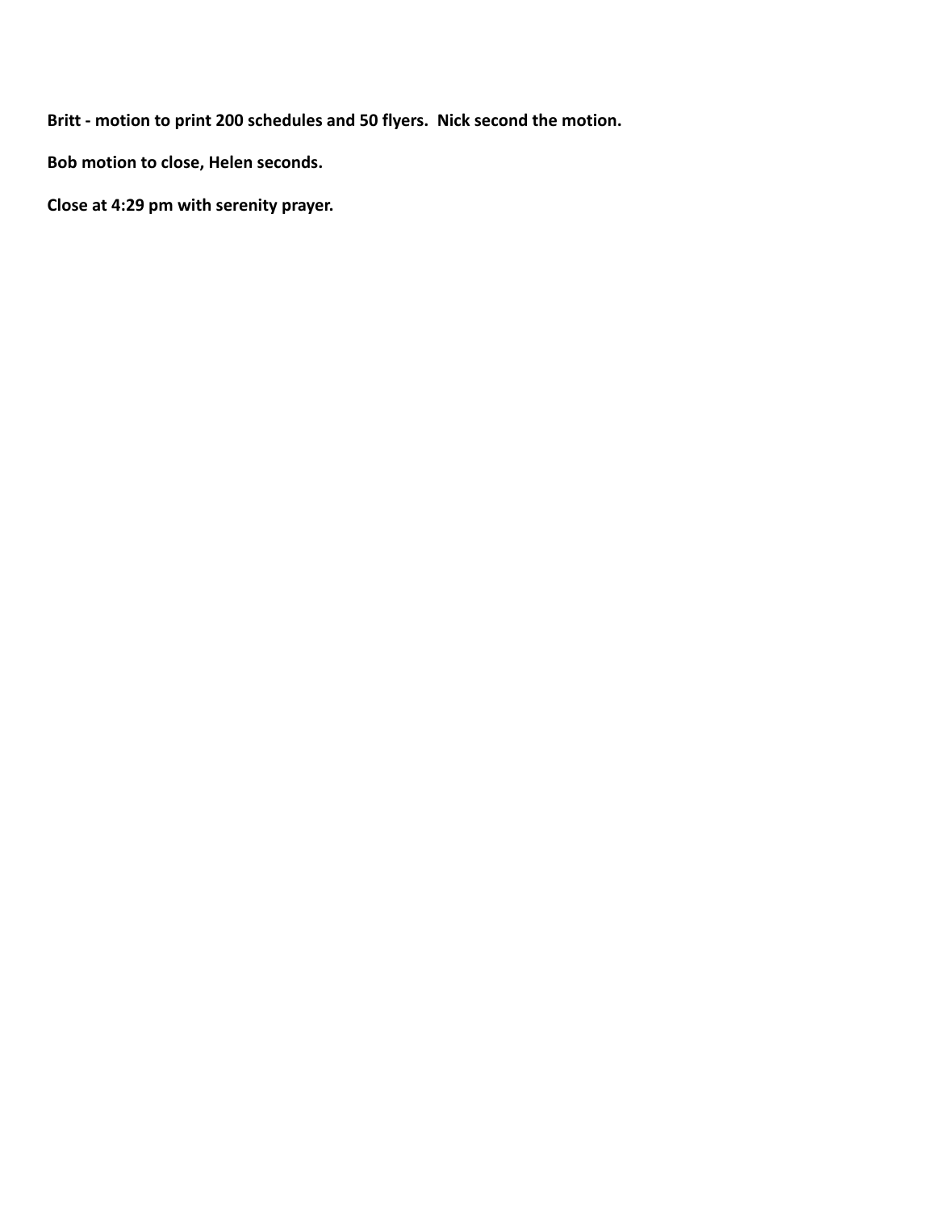**Britt - motion to print 200 schedules and 50 flyers.  Nick second the motion.**

**Bob motion to close, Helen seconds.**

**Close at 4:29 pm with serenity prayer.**